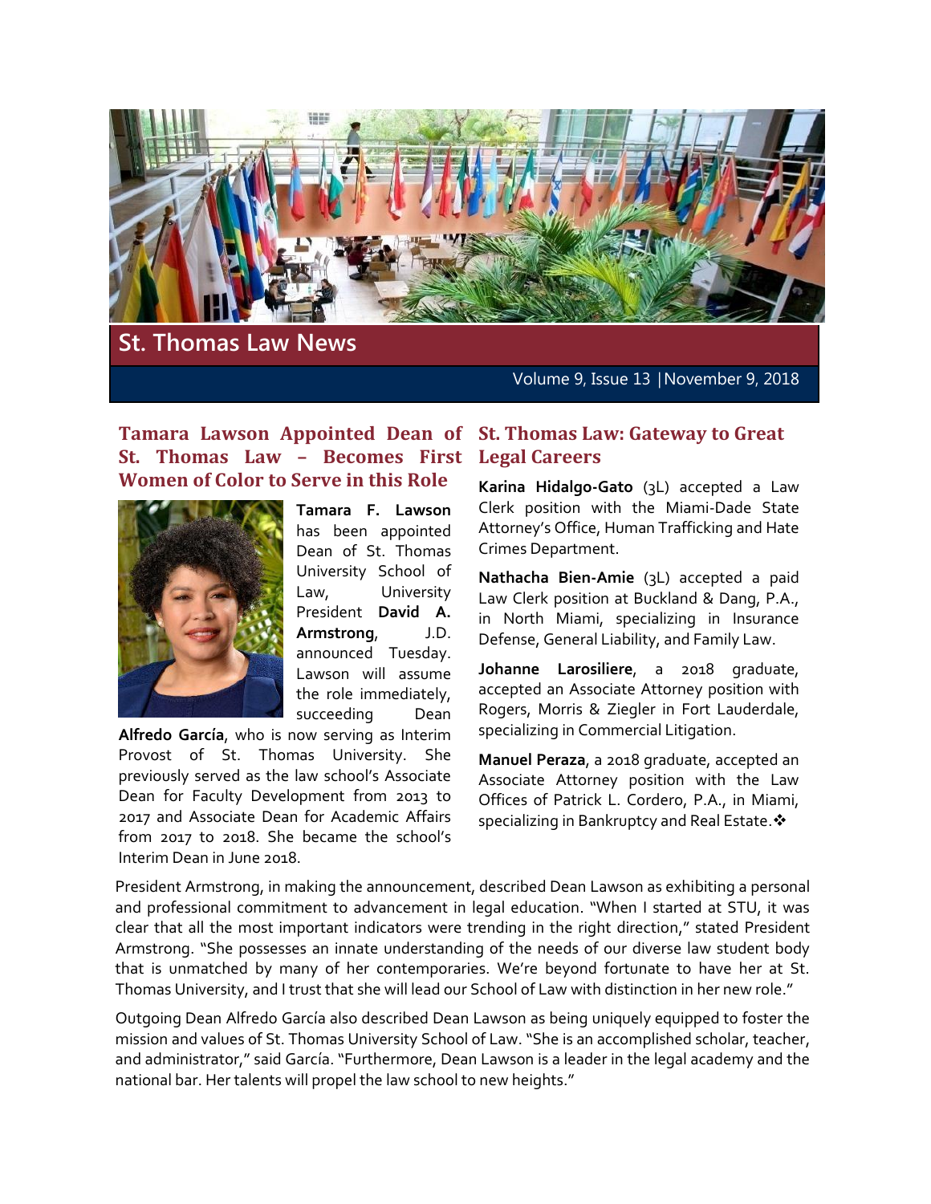# St. Thomas Law News

Volume 9, Issue 13 | November 9, 2018

## Tamara Lawson Appointed Dean of St. Thomas Law – Becomes First Women of Color to Serve in this Role

**Tamara F. Lawson** has been appointed Dean of St. Thomas University School of Law, University President **David A. Armstrong**, J.D. announced Tuesday. Lawson will assume the role immediately, succeeding Dean **Alfredo García**, who is now serving as Interim Provost of St. Thomas University. She previously served as the law school's Associate Dean for Faculty Development from 2013 to 2017 and Associate Dean for Academic Affairs from 2017 to 2018. She became the school's Interim Dean in June 2018.

President Armstrong, in making the announcement, described Dean Lawson as exhibiting a personal and professional commitment to advancement in legal education. "When I started at STU, it was clear that all the most important indicators were trending in the right direction," stated President Armstrong. "She possesses an innate understanding of the needs of our diverse law student body that is unmatched by many of her contemporaries. We're beyond fortunate to have her at St. Thomas University, and I trust that she will lead our School of Law with distinction in her new role."

Outgoing Dean Alfredo García also described Dean Lawson as being uniquely equipped to foster the mission and values of St. Thomas University School of Law. "She is an accomplished scholar, teacher, and administrator," said García. "Furthermore, Dean Lawson is a leader in the legal academy and the national bar. Her talents will propel the law school to new heights."

## St. Thomas Law: Gateway to Great Legal Careers

**Karina Hidalgo-Gato** (3L) accepted a Law Clerk position with the Miami-Dade State Attorney's Office, Human Trafficking and Hate Crimes Department.

**Nathacha Bien-Amie** (3L) accepted a paid Law Clerk position at Buckland & Dang, P.A., in North Miami, specializing in Insurance Defense, General Liability, and Family Law.

**Johanne Larosiliere**, a 2018 graduate, accepted an Associate Attorney position with Rogers, Morris & Ziegler in Fort Lauderdale, specializing in Commercial Litigation.

**Manuel Peraza**, a 2018 graduate, accepted an Associate Attorney position with the Law Offices of Patrick L. Cordero, P.A., in Miami, specializing in Bankruptcy and Real Estate.❖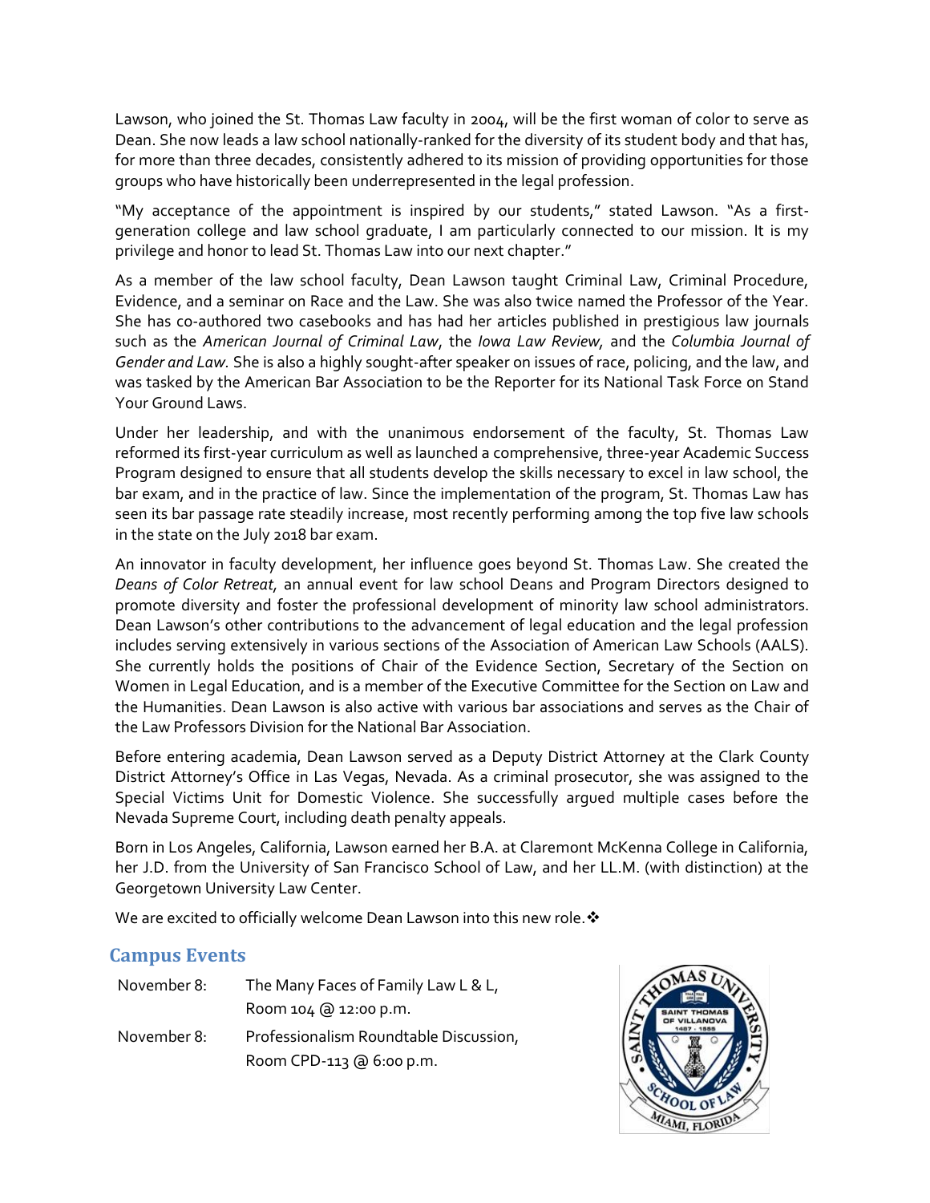Lawson, who joined the St. Thomas Law faculty in 2004, will be the first woman of color to serve as Dean. She now leads a law school nationally-ranked for the diversity of its student body and that has, for more than three decades, consistently adhered to its mission of providing opportunities for those groups who have historically been underrepresented in the legal profession.

"My acceptance of the appointment is inspired by our students," stated Lawson. "As a first-generation college and law school graduate, I am particularly connected to our mission. It is my privilege and honor to lead St. Thomas Law into our next chapter."

As a member of the law school faculty, Dean Lawson taught Criminal Law, Criminal Procedure, Evidence, and a seminar on Race and the Law. She was also twice named the Professor of the Year. She has co-authored two casebooks and has had her articles published in prestigious law journals such as the *American Journal of Criminal Law*, the *Iowa Law Review,* and the *Columbia Journal of Gender and Law.* She is also a highly sought-after speaker on issues of race, policing, and the law, and was tasked by the American Bar Association to be the Reporter for its National Task Force on Stand Your Ground Laws.

Under her leadership, and with the unanimous endorsement of the faculty, St. Thomas Law reformed its first-year curriculum as well as launched a comprehensive, three-year Academic Success Program designed to ensure that all students develop the skills necessary to excel in law school, the bar exam, and in the practice of law. Since the implementation of the program, St. Thomas Law has seen its bar passage rate steadily increase, most recently performing among the top five law schools in the state on the July 2018 bar exam.

An innovator in faculty development, her influence goes beyond St. Thomas Law. She created the *Deans of Color Retreat*, an annual event for law school Deans and Program Directors designed to promote diversity and foster the professional development of minority law school administrators. Dean Lawson's other contributions to the advancement of legal education and the legal profession includes serving extensively in various sections of the Association of American Law Schools (AALS). She currently holds the positions of Chair of the Evidence Section, Secretary of the Section on Women in Legal Education, and is a member of the Executive Committee for the Section on Law and the Humanities. Dean Lawson is also active with various bar associations and serves as the Chair of the Law Professors Division for the National Bar Association.

Before entering academia, Dean Lawson served as a Deputy District Attorney at the Clark County District Attorney's Office in Las Vegas, Nevada. As a criminal prosecutor, she was assigned to the Special Victims Unit for Domestic Violence. She successfully argued multiple cases before the Nevada Supreme Court, including death penalty appeals.

Born in Los Angeles, California, Lawson earned her B.A. at Claremont McKenna College in California, her J.D. from the University of San Francisco School of Law, and her LL.M. (with distinction) at the Georgetown University Law Center.

We are excited to officially welcome Dean Lawson into this new role.❖

## Campus Events

| | |
|---|---|
| November 8: | The Many Faces of Family Law L & L, Room 104 @ 12:00 p.m. |
| November 8: | Professionalism Roundtable Discussion, Room CPD-113 @ 6:00 p.m. |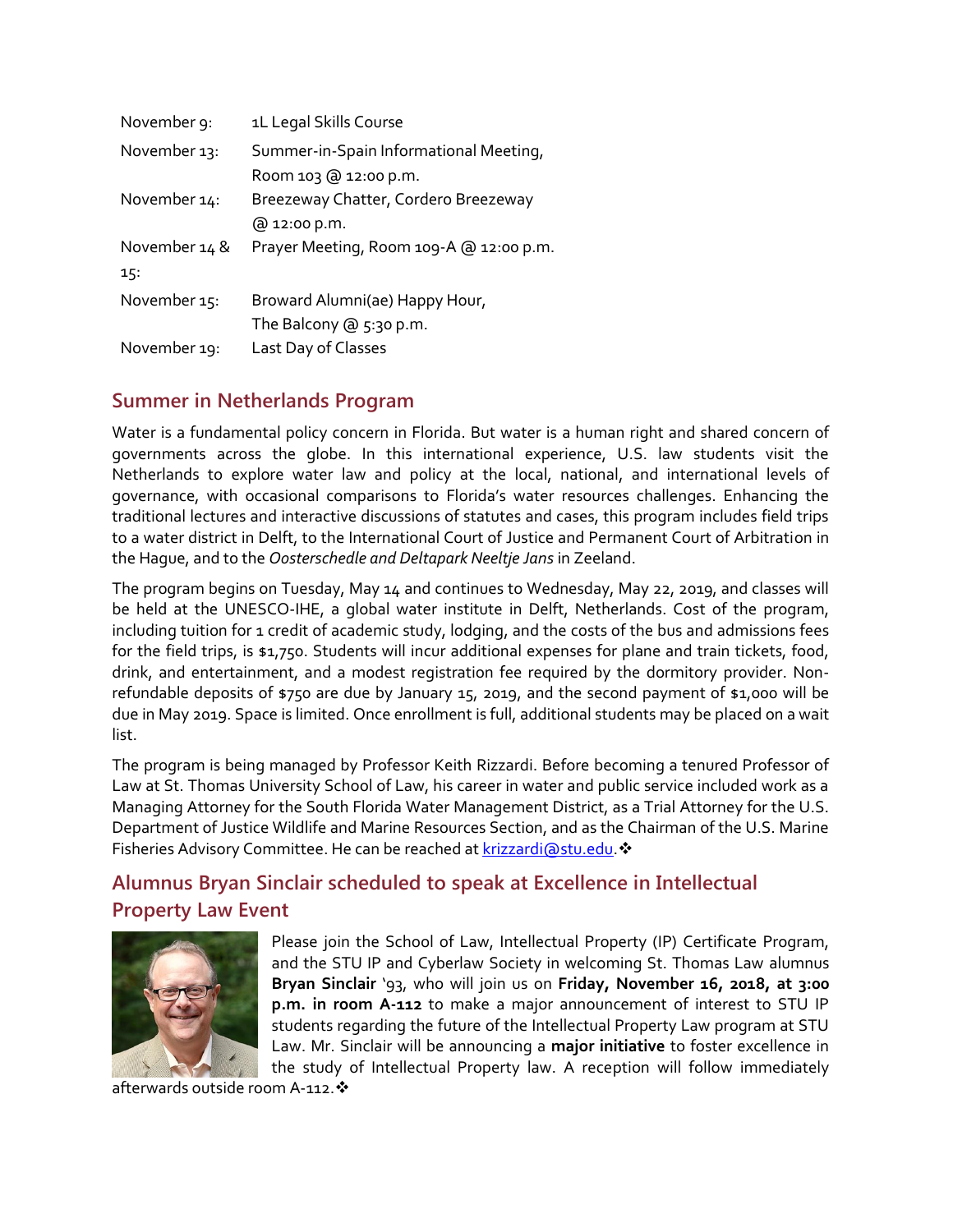| | |
|---|---|
| November 9: | 1L Legal Skills Course |
| November 13: | Summer-in-Spain Informational Meeting, Room 103 @ 12:00 p.m. |
| November 14: | Breezeway Chatter, Cordero Breezeway @ 12:00 p.m. |
| November 14 & 15: | Prayer Meeting, Room 109-A @ 12:00 p.m. |
| November 15: | Broward Alumni(ae) Happy Hour, The Balcony @ 5:30 p.m. |
| November 19: | Last Day of Classes |

## Summer in Netherlands Program

Water is a fundamental policy concern in Florida. But water is a human right and shared concern of governments across the globe. In this international experience, U.S. law students visit the Netherlands to explore water law and policy at the local, national, and international levels of governance, with occasional comparisons to Florida's water resources challenges. Enhancing the traditional lectures and interactive discussions of statutes and cases, this program includes field trips to a water district in Delft, to the International Court of Justice and Permanent Court of Arbitration in the Hague, and to the *Oosterschedle and Deltapark Neeltje Jans* in Zeeland.

The program begins on Tuesday, May 14 and continues to Wednesday, May 22, 2019, and classes will be held at the UNESCO-IHE, a global water institute in Delft, Netherlands. Cost of the program, including tuition for 1 credit of academic study, lodging, and the costs of the bus and admissions fees for the field trips, is $1,750. Students will incur additional expenses for plane and train tickets, food, drink, and entertainment, and a modest registration fee required by the dormitory provider. Non-refundable deposits of $750 are due by January 15, 2019, and the second payment of $1,000 will be due in May 2019. Space is limited. Once enrollment is full, additional students may be placed on a wait list.

The program is being managed by Professor Keith Rizzardi. Before becoming a tenured Professor of Law at St. Thomas University School of Law, his career in water and public service included work as a Managing Attorney for the South Florida Water Management District, as a Trial Attorney for the U.S. Department of Justice Wildlife and Marine Resources Section, and as the Chairman of the U.S. Marine Fisheries Advisory Committee. He can be reached at krizzardi@stu.edu.❖

## Alumnus Bryan Sinclair scheduled to speak at Excellence in Intellectual Property Law Event

Please join the School of Law, Intellectual Property (IP) Certificate Program, and the STU IP and Cyberlaw Society in welcoming St. Thomas Law alumnus **Bryan Sinclair** '93, who will join us on **Friday, November 16, 2018, at 3:00 p.m. in room A-112** to make a major announcement of interest to STU IP students regarding the future of the Intellectual Property Law program at STU Law. Mr. Sinclair will be announcing a **major initiative** to foster excellence in the study of Intellectual Property law. A reception will follow immediately afterwards outside room A-112.❖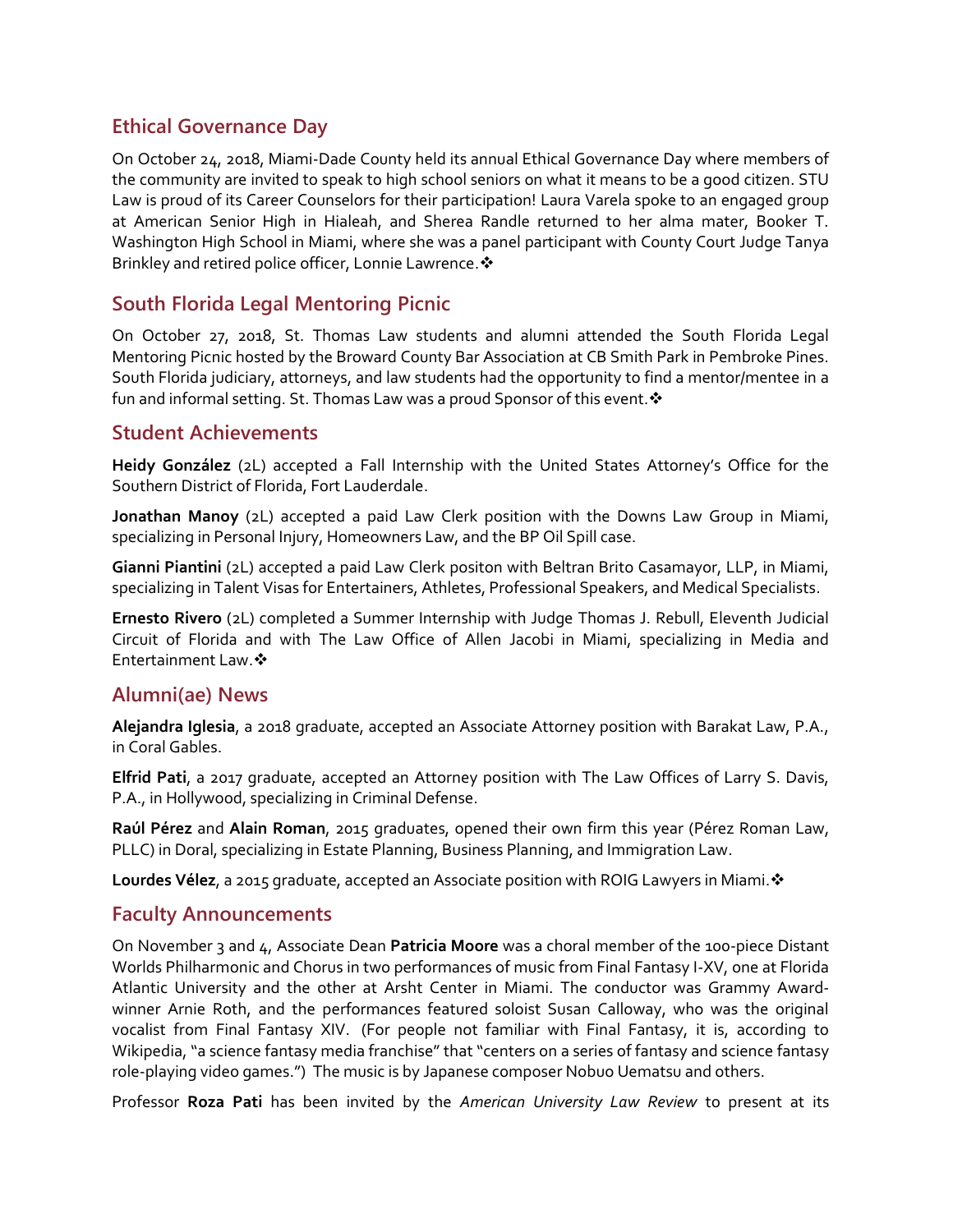## Ethical Governance Day

On October 24, 2018, Miami-Dade County held its annual Ethical Governance Day where members of the community are invited to speak to high school seniors on what it means to be a good citizen. STU Law is proud of its Career Counselors for their participation! Laura Varela spoke to an engaged group at American Senior High in Hialeah, and Sherea Randle returned to her alma mater, Booker T. Washington High School in Miami, where she was a panel participant with County Court Judge Tanya Brinkley and retired police officer, Lonnie Lawrence.❖

## South Florida Legal Mentoring Picnic

On October 27, 2018, St. Thomas Law students and alumni attended the South Florida Legal Mentoring Picnic hosted by the Broward County Bar Association at CB Smith Park in Pembroke Pines. South Florida judiciary, attorneys, and law students had the opportunity to find a mentor/mentee in a fun and informal setting. St. Thomas Law was a proud Sponsor of this event.❖

## Student Achievements

**Heidy González** (2L) accepted a Fall Internship with the United States Attorney's Office for the Southern District of Florida, Fort Lauderdale.

**Jonathan Manoy** (2L) accepted a paid Law Clerk position with the Downs Law Group in Miami, specializing in Personal Injury, Homeowners Law, and the BP Oil Spill case.

**Gianni Piantini** (2L) accepted a paid Law Clerk positon with Beltran Brito Casamayor, LLP, in Miami, specializing in Talent Visas for Entertainers, Athletes, Professional Speakers, and Medical Specialists.

**Ernesto Rivero** (2L) completed a Summer Internship with Judge Thomas J. Rebull, Eleventh Judicial Circuit of Florida and with The Law Office of Allen Jacobi in Miami, specializing in Media and Entertainment Law.❖

## Alumni(ae) News

**Alejandra Iglesia**, a 2018 graduate, accepted an Associate Attorney position with Barakat Law, P.A., in Coral Gables.

**Elfrid Pati**, a 2017 graduate, accepted an Attorney position with The Law Offices of Larry S. Davis, P.A., in Hollywood, specializing in Criminal Defense.

**Raúl Pérez** and **Alain Roman**, 2015 graduates, opened their own firm this year (Pérez Roman Law, PLLC) in Doral, specializing in Estate Planning, Business Planning, and Immigration Law.

**Lourdes Vélez**, a 2015 graduate, accepted an Associate position with ROIG Lawyers in Miami.❖

## Faculty Announcements

On November 3 and 4, Associate Dean **Patricia Moore** was a choral member of the 100-piece Distant Worlds Philharmonic and Chorus in two performances of music from Final Fantasy I-XV, one at Florida Atlantic University and the other at Arsht Center in Miami. The conductor was Grammy Award-winner Arnie Roth, and the performances featured soloist Susan Calloway, who was the original vocalist from Final Fantasy XIV. (For people not familiar with Final Fantasy, it is, according to Wikipedia, "a science fantasy media franchise" that "centers on a series of fantasy and science fantasy role-playing video games.") The music is by Japanese composer Nobuo Uematsu and others.

Professor **Roza Pati** has been invited by the *American University Law Review* to present at its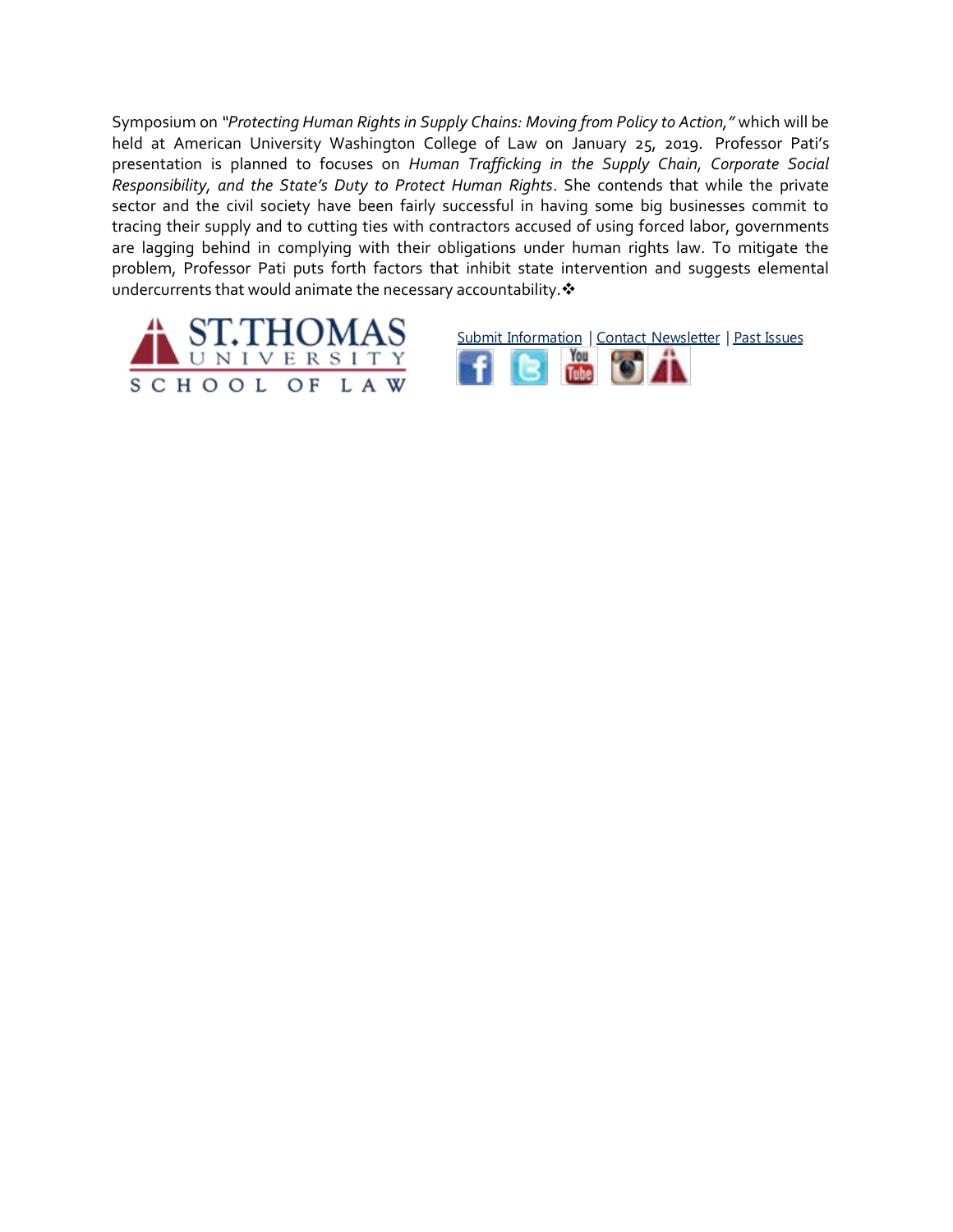Symposium on *"Protecting Human Rights in Supply Chains: Moving from Policy to Action,"* which will be held at American University Washington College of Law on January 25, 2019. Professor Pati's presentation is planned to focuses on *Human Trafficking in the Supply Chain, Corporate Social Responsibility, and the State's Duty to Protect Human Rights*. She contends that while the private sector and the civil society have been fairly successful in having some big businesses commit to tracing their supply and to cutting ties with contractors accused of using forced labor, governments are lagging behind in complying with their obligations under human rights law. To mitigate the problem, Professor Pati puts forth factors that inhibit state intervention and suggests elemental undercurrents that would animate the necessary accountability.❖

ST. THOMAS UNIVERSITY SCHOOL OF LAW

Submit Information | Contact Newsletter | Past Issues